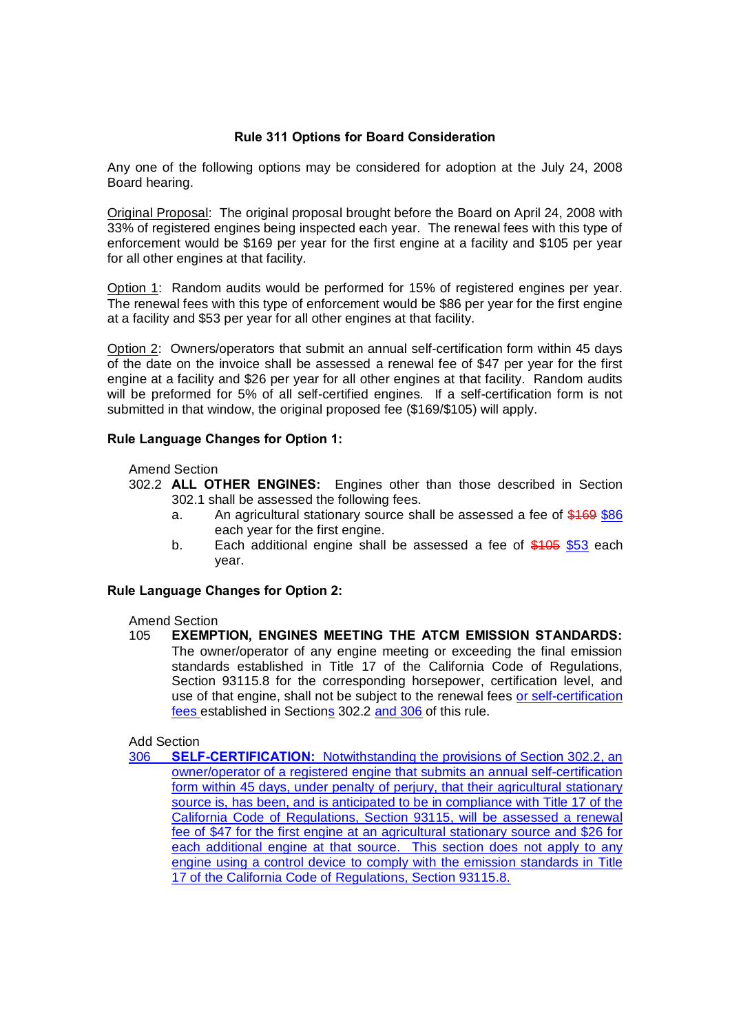**Rule 311 Options for Board Consideration**

Any one of the following options may be considered for adoption at the July 24, 2008 Board hearing.

Original Proposal: The original proposal brought before the Board on April 24, 2008 with 33% of registered engines being inspected each year. The renewal fees with this type of enforcement would be $169 per year for the first engine at a facility and $105 per year for all other engines at that facility.

Option 1: Random audits would be performed for 15% of registered engines per year. The renewal fees with this type of enforcement would be $86 per year for the first engine at a facility and $53 per year for all other engines at that facility.

Option 2: Owners/operators that submit an annual self-certification form within 45 days of the date on the invoice shall be assessed a renewal fee of $47 per year for the first engine at a facility and $26 per year for all other engines at that facility. Random audits will be preformed for 5% of all self-certified engines. If a self-certification form is not submitted in that window, the original proposed fee ($169/$105) will apply.

**Rule Language Changes for Option 1:**

Amend Section

302.2 **ALL OTHER ENGINES:** Engines other than those described in Section 302.1 shall be assessed the following fees.

- a. An agricultural stationary source shall be assessed a fee of ~~$169~~ $86 each year for the first engine.
- b. Each additional engine shall be assessed a fee of ~~$105~~ $53 each year.

**Rule Language Changes for Option 2:**

Amend Section

105 **EXEMPTION, ENGINES MEETING THE ATCM EMISSION STANDARDS:** The owner/operator of any engine meeting or exceeding the final emission standards established in Title 17 of the California Code of Regulations, Section 93115.8 for the corresponding horsepower, certification level, and use of that engine, shall not be subject to the renewal fees or self-certification fees established in Sections 302.2 and 306 of this rule.

Add Section

306 **SELF-CERTIFICATION:** Notwithstanding the provisions of Section 302.2, an owner/operator of a registered engine that submits an annual self-certification form within 45 days, under penalty of perjury, that their agricultural stationary source is, has been, and is anticipated to be in compliance with Title 17 of the California Code of Regulations, Section 93115, will be assessed a renewal fee of $47 for the first engine at an agricultural stationary source and $26 for each additional engine at that source. This section does not apply to any engine using a control device to comply with the emission standards in Title 17 of the California Code of Regulations, Section 93115.8.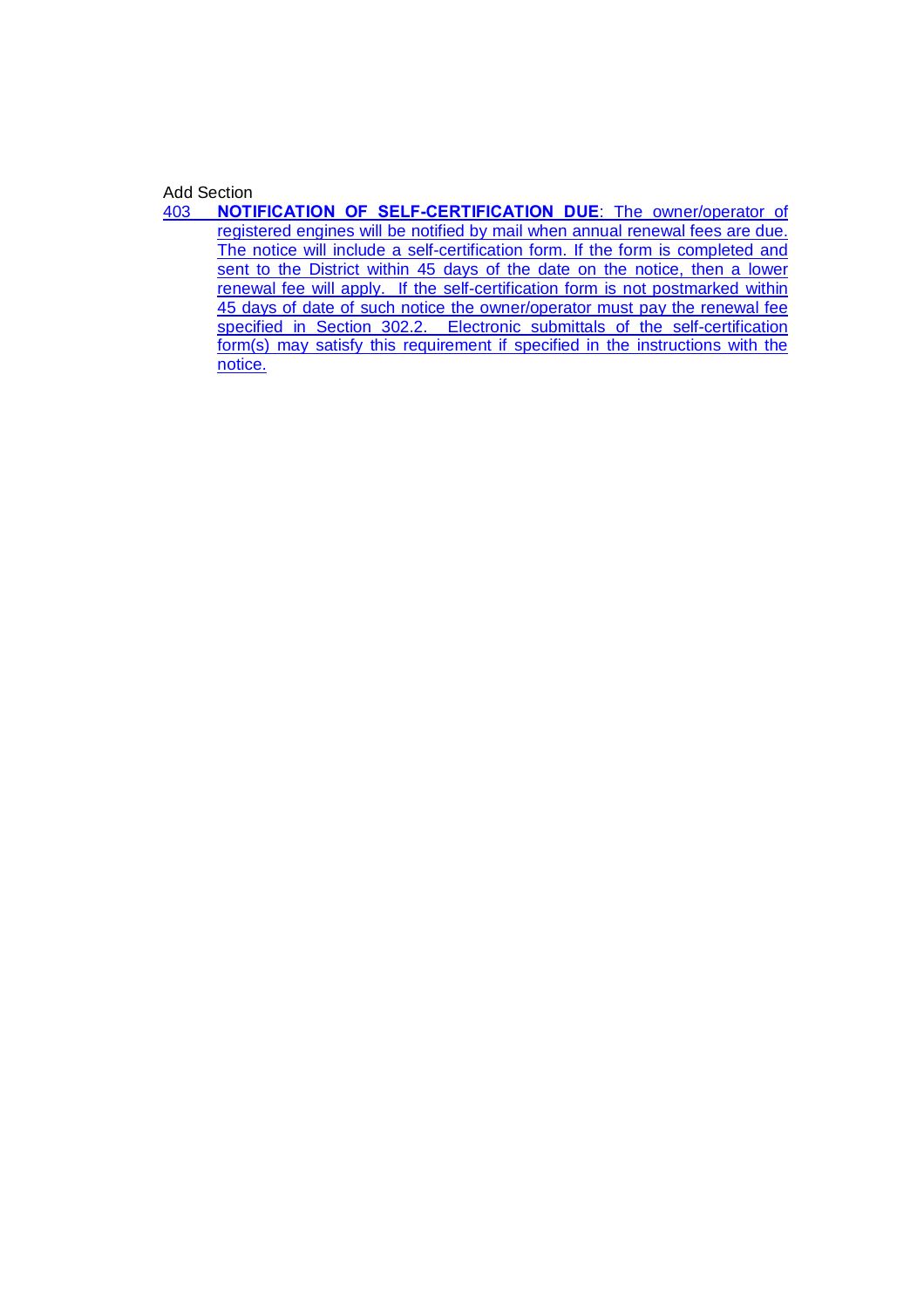Add Section

403 **NOTIFICATION OF SELF-CERTIFICATION DUE**: The owner/operator of registered engines will be notified by mail when annual renewal fees are due. The notice will include a self-certification form. If the form is completed and sent to the District within 45 days of the date on the notice, then a lower renewal fee will apply. If the self-certification form is not postmarked within 45 days of date of such notice the owner/operator must pay the renewal fee specified in Section 302.2. Electronic submittals of the self-certification form(s) may satisfy this requirement if specified in the instructions with the notice.